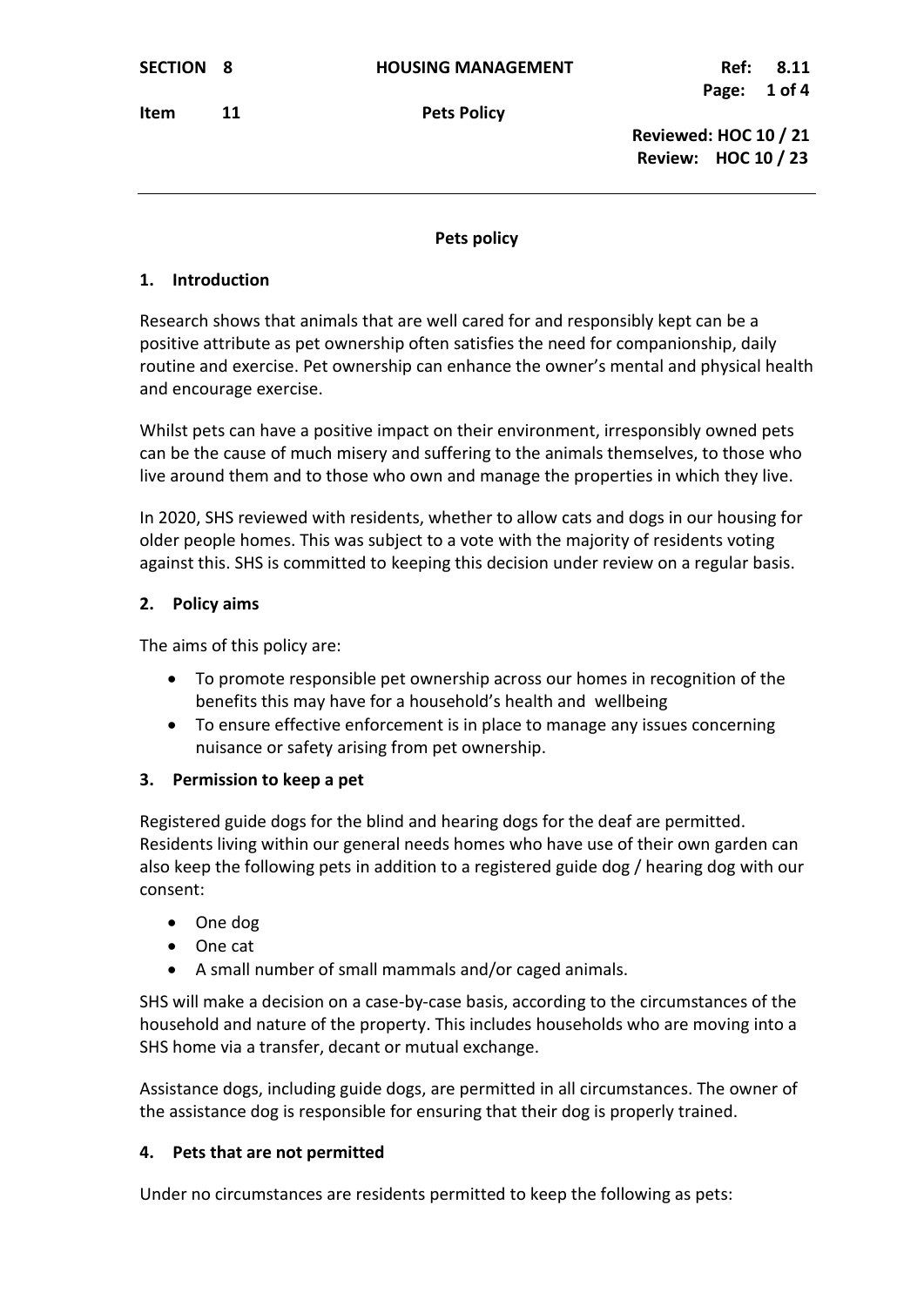**SECTION 8** **HOUSING MANAGEMENT** **Ref: 8.11**

**Item 11** **Pets Policy**

**Reviewed: HOC 10 / 21**
**Review: HOC 10 / 23**

---

## Pets policy

### 1. Introduction

Research shows that animals that are well cared for and responsibly kept can be a positive attribute as pet ownership often satisfies the need for companionship, daily routine and exercise. Pet ownership can enhance the owner's mental and physical health and encourage exercise.

Whilst pets can have a positive impact on their environment, irresponsibly owned pets can be the cause of much misery and suffering to the animals themselves, to those who live around them and to those who own and manage the properties in which they live.

In 2020, SHS reviewed with residents, whether to allow cats and dogs in our housing for older people homes. This was subject to a vote with the majority of residents voting against this. SHS is committed to keeping this decision under review on a regular basis.

### 2. Policy aims

The aims of this policy are:

- To promote responsible pet ownership across our homes in recognition of the benefits this may have for a household's health and wellbeing
- To ensure effective enforcement is in place to manage any issues concerning nuisance or safety arising from pet ownership.

### 3. Permission to keep a pet

Registered guide dogs for the blind and hearing dogs for the deaf are permitted. Residents living within our general needs homes who have use of their own garden can also keep the following pets in addition to a registered guide dog / hearing dog with our consent:

- One dog
- One cat
- A small number of small mammals and/or caged animals.

SHS will make a decision on a case-by-case basis, according to the circumstances of the household and nature of the property. This includes households who are moving into a SHS home via a transfer, decant or mutual exchange.

Assistance dogs, including guide dogs, are permitted in all circumstances. The owner of the assistance dog is responsible for ensuring that their dog is properly trained.

### 4. Pets that are not permitted

Under no circumstances are residents permitted to keep the following as pets: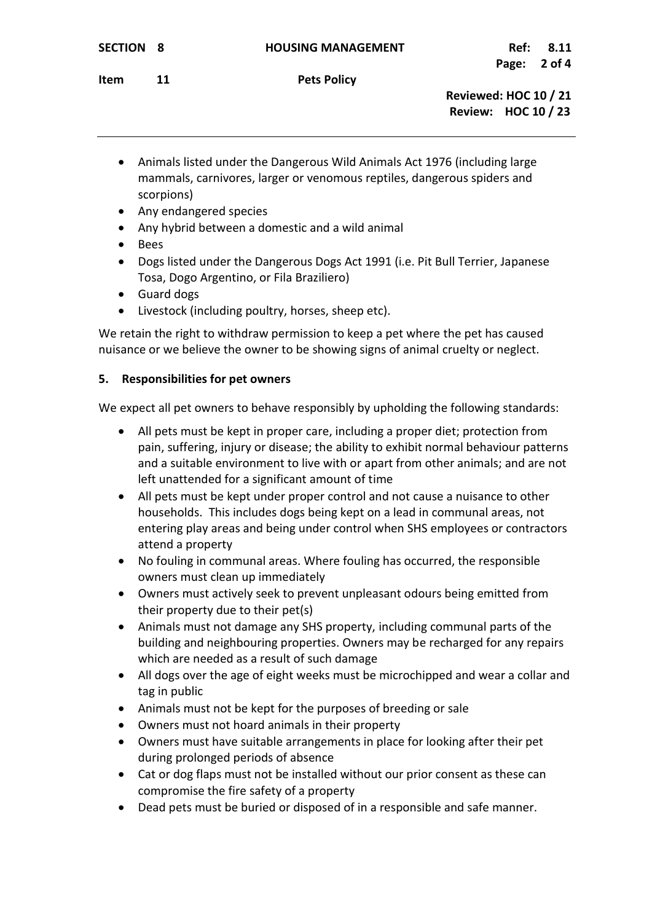- Animals listed under the Dangerous Wild Animals Act 1976 (including large mammals, carnivores, larger or venomous reptiles, dangerous spiders and scorpions)
- Any endangered species
- Any hybrid between a domestic and a wild animal
- Bees
- Dogs listed under the Dangerous Dogs Act 1991 (i.e. Pit Bull Terrier, Japanese Tosa, Dogo Argentino, or Fila Braziliero)
- Guard dogs
- Livestock (including poultry, horses, sheep etc).

We retain the right to withdraw permission to keep a pet where the pet has caused nuisance or we believe the owner to be showing signs of animal cruelty or neglect.

## 5. Responsibilities for pet owners

We expect all pet owners to behave responsibly by upholding the following standards:

- All pets must be kept in proper care, including a proper diet; protection from pain, suffering, injury or disease; the ability to exhibit normal behaviour patterns and a suitable environment to live with or apart from other animals; and are not left unattended for a significant amount of time
- All pets must be kept under proper control and not cause a nuisance to other households. This includes dogs being kept on a lead in communal areas, not entering play areas and being under control when SHS employees or contractors attend a property
- No fouling in communal areas. Where fouling has occurred, the responsible owners must clean up immediately
- Owners must actively seek to prevent unpleasant odours being emitted from their property due to their pet(s)
- Animals must not damage any SHS property, including communal parts of the building and neighbouring properties. Owners may be recharged for any repairs which are needed as a result of such damage
- All dogs over the age of eight weeks must be microchipped and wear a collar and tag in public
- Animals must not be kept for the purposes of breeding or sale
- Owners must not hoard animals in their property
- Owners must have suitable arrangements in place for looking after their pet during prolonged periods of absence
- Cat or dog flaps must not be installed without our prior consent as these can compromise the fire safety of a property
- Dead pets must be buried or disposed of in a responsible and safe manner.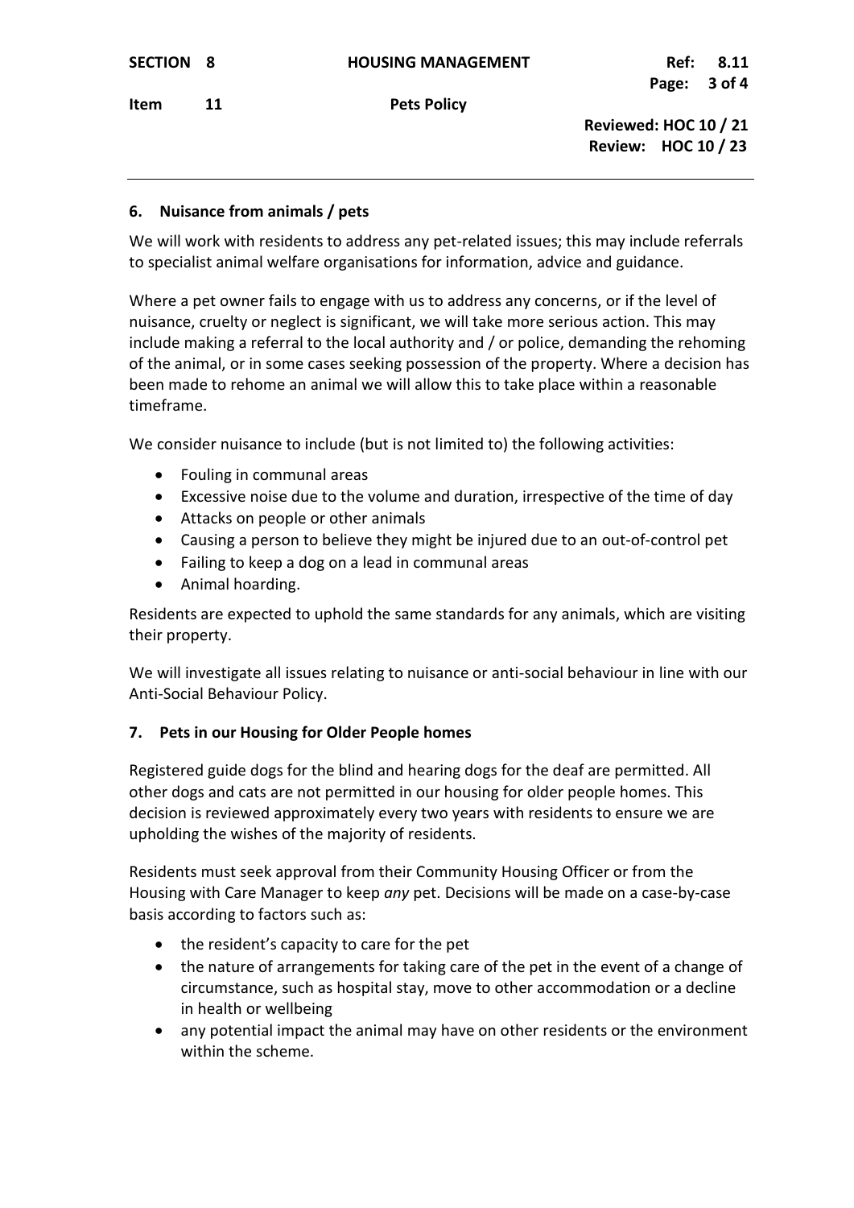## 6. Nuisance from animals / pets

We will work with residents to address any pet-related issues; this may include referrals to specialist animal welfare organisations for information, advice and guidance.

Where a pet owner fails to engage with us to address any concerns, or if the level of nuisance, cruelty or neglect is significant, we will take more serious action. This may include making a referral to the local authority and / or police, demanding the rehoming of the animal, or in some cases seeking possession of the property. Where a decision has been made to rehome an animal we will allow this to take place within a reasonable timeframe.

We consider nuisance to include (but is not limited to) the following activities:

- Fouling in communal areas
- Excessive noise due to the volume and duration, irrespective of the time of day
- Attacks on people or other animals
- Causing a person to believe they might be injured due to an out-of-control pet
- Failing to keep a dog on a lead in communal areas
- Animal hoarding.

Residents are expected to uphold the same standards for any animals, which are visiting their property.

We will investigate all issues relating to nuisance or anti-social behaviour in line with our Anti-Social Behaviour Policy.

## 7. Pets in our Housing for Older People homes

Registered guide dogs for the blind and hearing dogs for the deaf are permitted. All other dogs and cats are not permitted in our housing for older people homes. This decision is reviewed approximately every two years with residents to ensure we are upholding the wishes of the majority of residents.

Residents must seek approval from their Community Housing Officer or from the Housing with Care Manager to keep *any* pet. Decisions will be made on a case-by-case basis according to factors such as:

- the resident's capacity to care for the pet
- the nature of arrangements for taking care of the pet in the event of a change of circumstance, such as hospital stay, move to other accommodation or a decline in health or wellbeing
- any potential impact the animal may have on other residents or the environment within the scheme.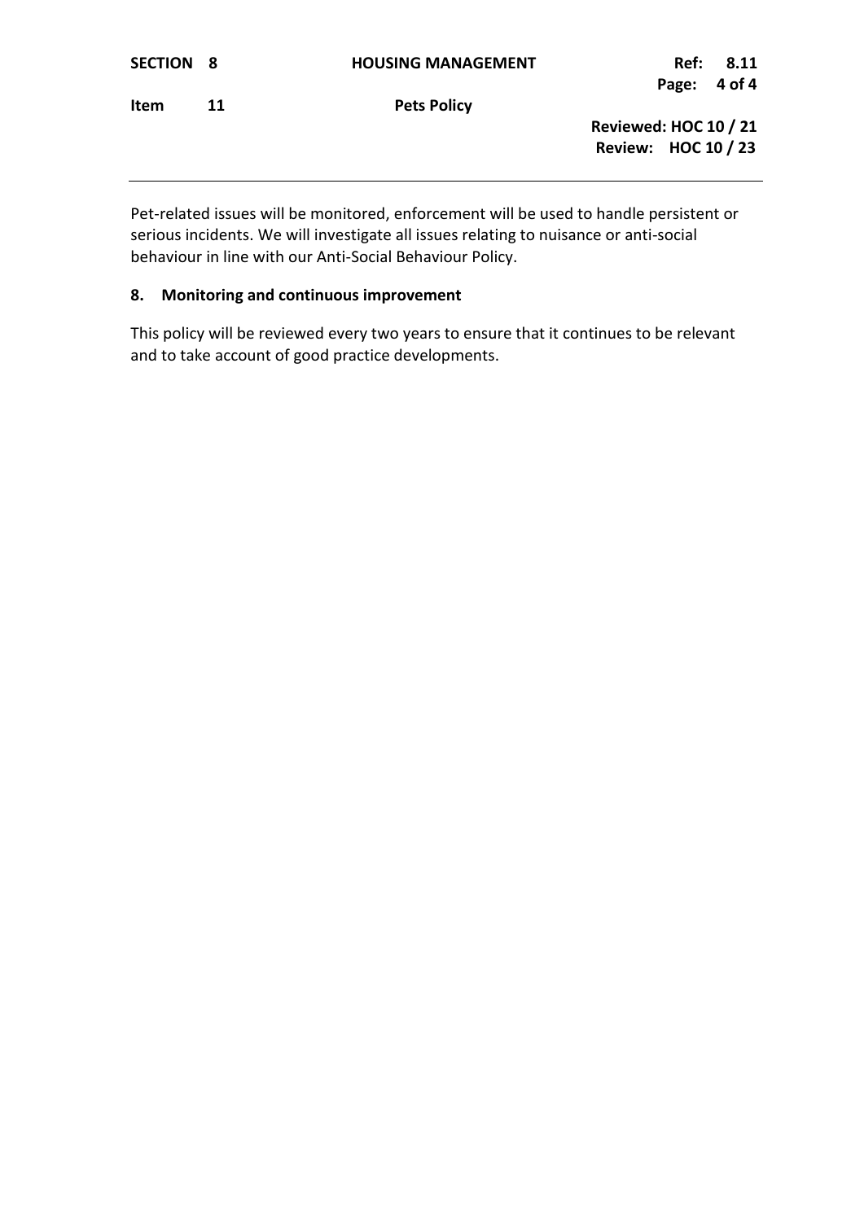Pet-related issues will be monitored, enforcement will be used to handle persistent or serious incidents. We will investigate all issues relating to nuisance or anti-social behaviour in line with our Anti-Social Behaviour Policy.

## 8. Monitoring and continuous improvement

This policy will be reviewed every two years to ensure that it continues to be relevant and to take account of good practice developments.